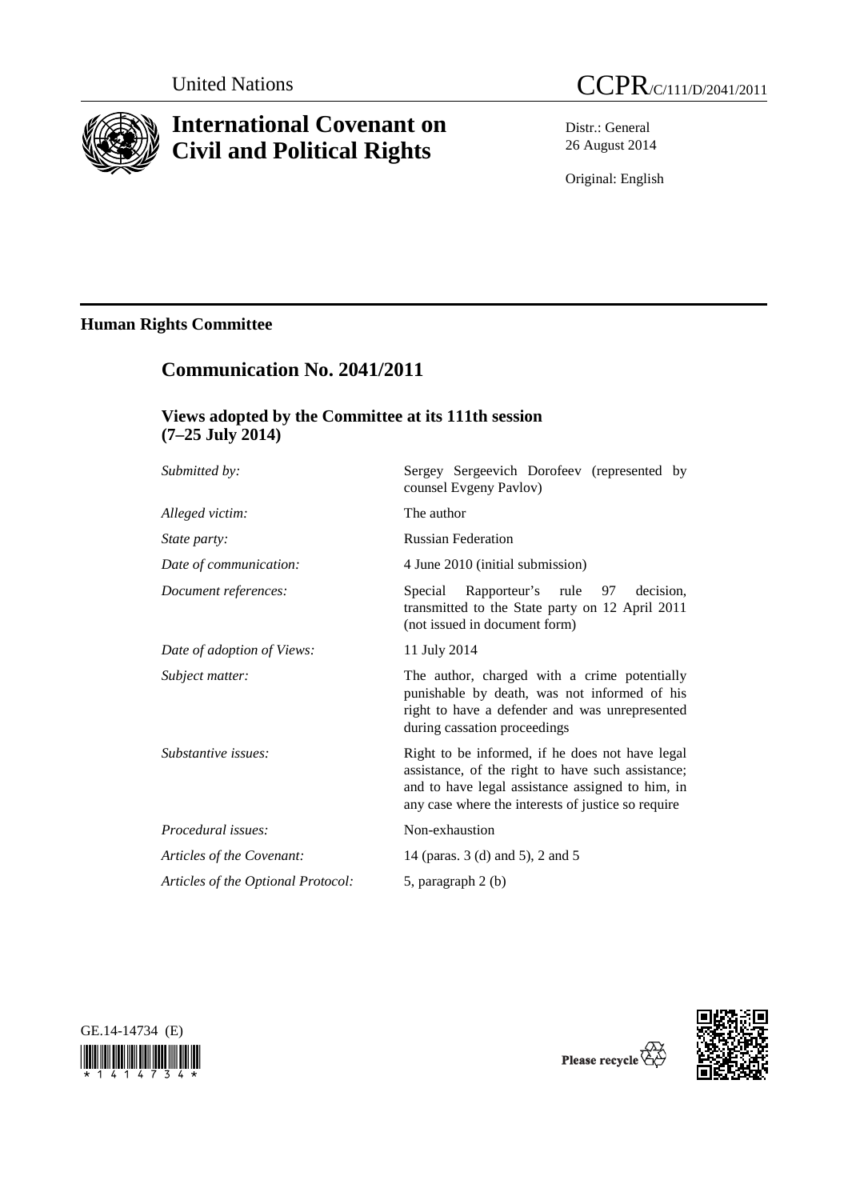United Nations

CCPR/C/111/D/2041/2011

# International Covenant on Civil and Political Rights

Distr.: General
26 August 2014

Original: English

## Human Rights Committee

## Communication No. 2041/2011

### Views adopted by the Committee at its 111th session (7–25 July 2014)

| | |
|---|---|
| *Submitted by:* | Sergey Sergeevich Dorofeev (represented by counsel Evgeny Pavlov) |
| *Alleged victim:* | The author |
| *State party:* | Russian Federation |
| *Date of communication:* | 4 June 2010 (initial submission) |
| *Document references:* | Special Rapporteur's rule 97 decision, transmitted to the State party on 12 April 2011 (not issued in document form) |
| *Date of adoption of Views:* | 11 July 2014 |
| *Subject matter:* | The author, charged with a crime potentially punishable by death, was not informed of his right to have a defender and was unrepresented during cassation proceedings |
| *Substantive issues:* | Right to be informed, if he does not have legal assistance, of the right to have such assistance; and to have legal assistance assigned to him, in any case where the interests of justice so require |
| *Procedural issues:* | Non-exhaustion |
| *Articles of the Covenant:* | 14 (paras. 3 (d) and 5), 2 and 5 |
| *Articles of the Optional Protocol:* | 5, paragraph 2 (b) |

GE.14-14734 (E)

Please recycle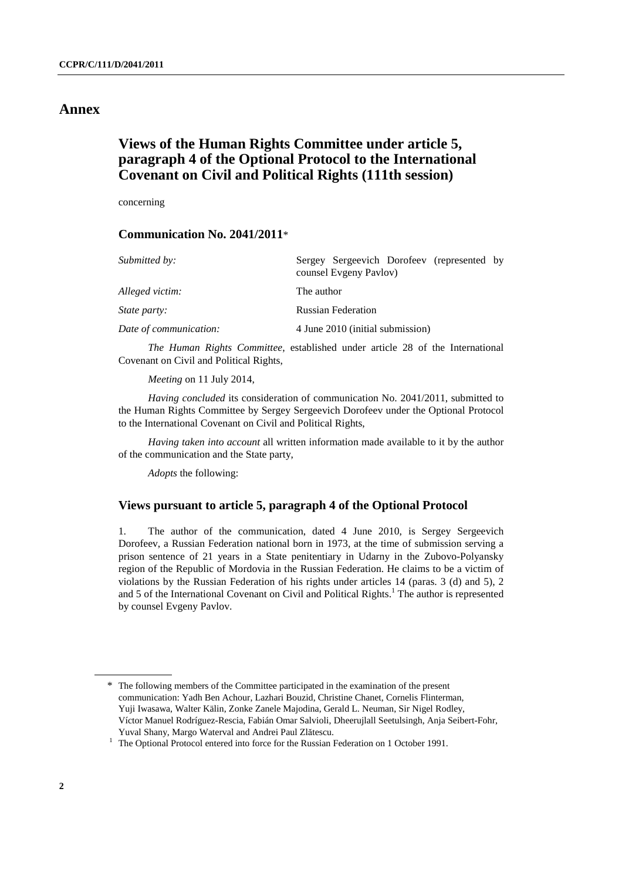# Annex

## Views of the Human Rights Committee under article 5, paragraph 4 of the Optional Protocol to the International Covenant on Civil and Political Rights (111th session)

concerning

### Communication No. 2041/2011*

| | |
|---|---|
| *Submitted by:* | Sergey Sergeevich Dorofeev (represented by counsel Evgeny Pavlov) |
| *Alleged victim:* | The author |
| *State party:* | Russian Federation |
| *Date of communication:* | 4 June 2010 (initial submission) |

*The Human Rights Committee*, established under article 28 of the International Covenant on Civil and Political Rights,

*Meeting* on 11 July 2014,

*Having concluded* its consideration of communication No. 2041/2011, submitted to the Human Rights Committee by Sergey Sergeevich Dorofeev under the Optional Protocol to the International Covenant on Civil and Political Rights,

*Having taken into account* all written information made available to it by the author of the communication and the State party,

*Adopts* the following:

### Views pursuant to article 5, paragraph 4 of the Optional Protocol

1. The author of the communication, dated 4 June 2010, is Sergey Sergeevich Dorofeev, a Russian Federation national born in 1973, at the time of submission serving a prison sentence of 21 years in a State penitentiary in Udarny in the Zubovo-Polyansky region of the Republic of Mordovia in the Russian Federation. He claims to be a victim of violations by the Russian Federation of his rights under articles 14 (paras. 3 (d) and 5), 2 and 5 of the International Covenant on Civil and Political Rights.[1] The author is represented by counsel Evgeny Pavlov.

---

\* The following members of the Committee participated in the examination of the present communication: Yadh Ben Achour, Lazhari Bouzid, Christine Chanet, Cornelis Flinterman, Yuji Iwasawa, Walter Kälin, Zonke Zanele Majodina, Gerald L. Neuman, Sir Nigel Rodley, Víctor Manuel Rodríguez-Rescia, Fabián Omar Salvioli, Dheerujlall Seetulsingh, Anja Seibert-Fohr, Yuval Shany, Margo Waterval and Andrei Paul Zlătescu.

[1] The Optional Protocol entered into force for the Russian Federation on 1 October 1991.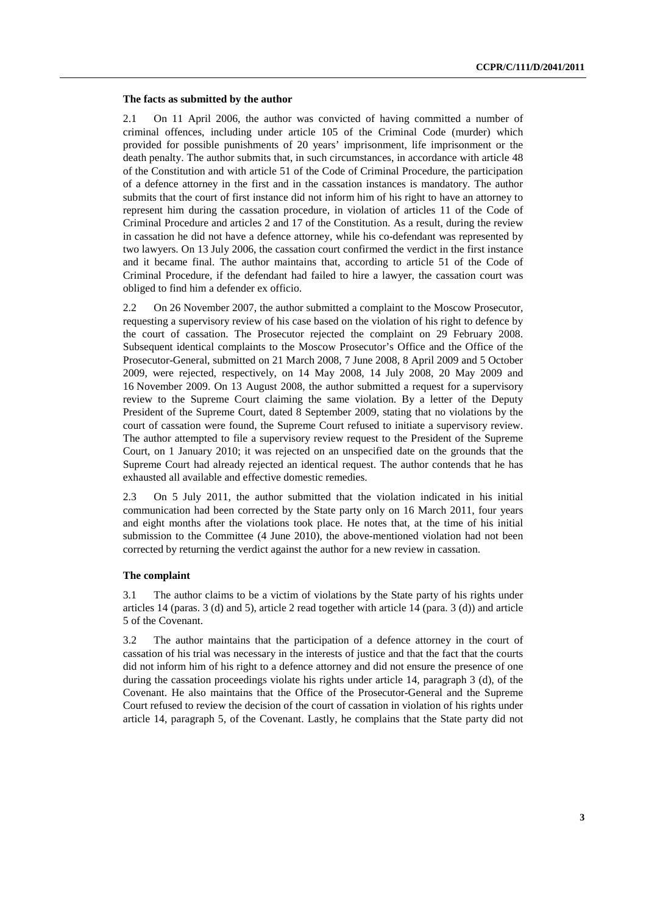### The facts as submitted by the author

2.1 On 11 April 2006, the author was convicted of having committed a number of criminal offences, including under article 105 of the Criminal Code (murder) which provided for possible punishments of 20 years' imprisonment, life imprisonment or the death penalty. The author submits that, in such circumstances, in accordance with article 48 of the Constitution and with article 51 of the Code of Criminal Procedure, the participation of a defence attorney in the first and in the cassation instances is mandatory. The author submits that the court of first instance did not inform him of his right to have an attorney to represent him during the cassation procedure, in violation of articles 11 of the Code of Criminal Procedure and articles 2 and 17 of the Constitution. As a result, during the review in cassation he did not have a defence attorney, while his co-defendant was represented by two lawyers. On 13 July 2006, the cassation court confirmed the verdict in the first instance and it became final. The author maintains that, according to article 51 of the Code of Criminal Procedure, if the defendant had failed to hire a lawyer, the cassation court was obliged to find him a defender ex officio.

2.2 On 26 November 2007, the author submitted a complaint to the Moscow Prosecutor, requesting a supervisory review of his case based on the violation of his right to defence by the court of cassation. The Prosecutor rejected the complaint on 29 February 2008. Subsequent identical complaints to the Moscow Prosecutor's Office and the Office of the Prosecutor-General, submitted on 21 March 2008, 7 June 2008, 8 April 2009 and 5 October 2009, were rejected, respectively, on 14 May 2008, 14 July 2008, 20 May 2009 and 16 November 2009. On 13 August 2008, the author submitted a request for a supervisory review to the Supreme Court claiming the same violation. By a letter of the Deputy President of the Supreme Court, dated 8 September 2009, stating that no violations by the court of cassation were found, the Supreme Court refused to initiate a supervisory review. The author attempted to file a supervisory review request to the President of the Supreme Court, on 1 January 2010; it was rejected on an unspecified date on the grounds that the Supreme Court had already rejected an identical request. The author contends that he has exhausted all available and effective domestic remedies.

2.3 On 5 July 2011, the author submitted that the violation indicated in his initial communication had been corrected by the State party only on 16 March 2011, four years and eight months after the violations took place. He notes that, at the time of his initial submission to the Committee (4 June 2010), the above-mentioned violation had not been corrected by returning the verdict against the author for a new review in cassation.

### The complaint

3.1 The author claims to be a victim of violations by the State party of his rights under articles 14 (paras. 3 (d) and 5), article 2 read together with article 14 (para. 3 (d)) and article 5 of the Covenant.

3.2 The author maintains that the participation of a defence attorney in the court of cassation of his trial was necessary in the interests of justice and that the fact that the courts did not inform him of his right to a defence attorney and did not ensure the presence of one during the cassation proceedings violate his rights under article 14, paragraph 3 (d), of the Covenant. He also maintains that the Office of the Prosecutor-General and the Supreme Court refused to review the decision of the court of cassation in violation of his rights under article 14, paragraph 5, of the Covenant. Lastly, he complains that the State party did not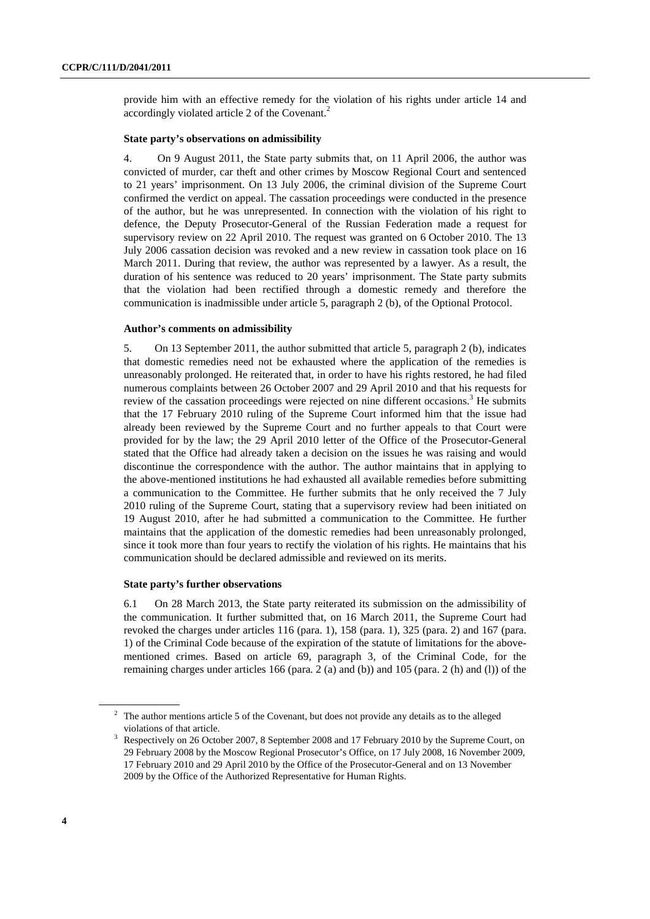provide him with an effective remedy for the violation of his rights under article 14 and accordingly violated article 2 of the Covenant.[2]

**State party's observations on admissibility**

4. On 9 August 2011, the State party submits that, on 11 April 2006, the author was convicted of murder, car theft and other crimes by Moscow Regional Court and sentenced to 21 years' imprisonment. On 13 July 2006, the criminal division of the Supreme Court confirmed the verdict on appeal. The cassation proceedings were conducted in the presence of the author, but he was unrepresented. In connection with the violation of his right to defence, the Deputy Prosecutor-General of the Russian Federation made a request for supervisory review on 22 April 2010. The request was granted on 6 October 2010. The 13 July 2006 cassation decision was revoked and a new review in cassation took place on 16 March 2011. During that review, the author was represented by a lawyer. As a result, the duration of his sentence was reduced to 20 years' imprisonment. The State party submits that the violation had been rectified through a domestic remedy and therefore the communication is inadmissible under article 5, paragraph 2 (b), of the Optional Protocol.

**Author's comments on admissibility**

5. On 13 September 2011, the author submitted that article 5, paragraph 2 (b), indicates that domestic remedies need not be exhausted where the application of the remedies is unreasonably prolonged. He reiterated that, in order to have his rights restored, he had filed numerous complaints between 26 October 2007 and 29 April 2010 and that his requests for review of the cassation proceedings were rejected on nine different occasions.[3] He submits that the 17 February 2010 ruling of the Supreme Court informed him that the issue had already been reviewed by the Supreme Court and no further appeals to that Court were provided for by the law; the 29 April 2010 letter of the Office of the Prosecutor-General stated that the Office had already taken a decision on the issues he was raising and would discontinue the correspondence with the author. The author maintains that in applying to the above-mentioned institutions he had exhausted all available remedies before submitting a communication to the Committee. He further submits that he only received the 7 July 2010 ruling of the Supreme Court, stating that a supervisory review had been initiated on 19 August 2010, after he had submitted a communication to the Committee. He further maintains that the application of the domestic remedies had been unreasonably prolonged, since it took more than four years to rectify the violation of his rights. He maintains that his communication should be declared admissible and reviewed on its merits.

**State party's further observations**

6.1 On 28 March 2013, the State party reiterated its submission on the admissibility of the communication. It further submitted that, on 16 March 2011, the Supreme Court had revoked the charges under articles 116 (para. 1), 158 (para. 1), 325 (para. 2) and 167 (para. 1) of the Criminal Code because of the expiration of the statute of limitations for the above-mentioned crimes. Based on article 69, paragraph 3, of the Criminal Code, for the remaining charges under articles 166 (para. 2 (a) and (b)) and 105 (para. 2 (h) and (l)) of the

---

[2] The author mentions article 5 of the Covenant, but does not provide any details as to the alleged violations of that article.

[3] Respectively on 26 October 2007, 8 September 2008 and 17 February 2010 by the Supreme Court, on 29 February 2008 by the Moscow Regional Prosecutor's Office, on 17 July 2008, 16 November 2009, 17 February 2010 and 29 April 2010 by the Office of the Prosecutor-General and on 13 November 2009 by the Office of the Authorized Representative for Human Rights.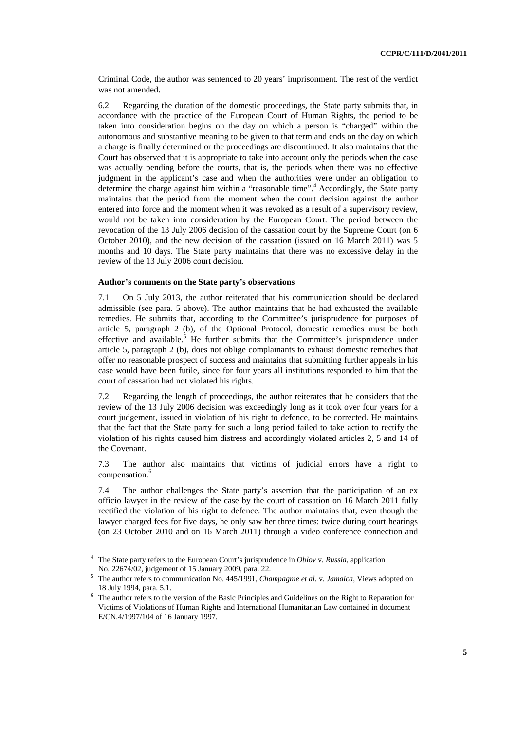Criminal Code, the author was sentenced to 20 years' imprisonment. The rest of the verdict was not amended.

6.2 Regarding the duration of the domestic proceedings, the State party submits that, in accordance with the practice of the European Court of Human Rights, the period to be taken into consideration begins on the day on which a person is "charged" within the autonomous and substantive meaning to be given to that term and ends on the day on which a charge is finally determined or the proceedings are discontinued. It also maintains that the Court has observed that it is appropriate to take into account only the periods when the case was actually pending before the courts, that is, the periods when there was no effective judgment in the applicant's case and when the authorities were under an obligation to determine the charge against him within a "reasonable time".[4] Accordingly, the State party maintains that the period from the moment when the court decision against the author entered into force and the moment when it was revoked as a result of a supervisory review, would not be taken into consideration by the European Court. The period between the revocation of the 13 July 2006 decision of the cassation court by the Supreme Court (on 6 October 2010), and the new decision of the cassation (issued on 16 March 2011) was 5 months and 10 days. The State party maintains that there was no excessive delay in the review of the 13 July 2006 court decision.

**Author's comments on the State party's observations**

7.1 On 5 July 2013, the author reiterated that his communication should be declared admissible (see para. 5 above). The author maintains that he had exhausted the available remedies. He submits that, according to the Committee's jurisprudence for purposes of article 5, paragraph 2 (b), of the Optional Protocol, domestic remedies must be both effective and available.[5] He further submits that the Committee's jurisprudence under article 5, paragraph 2 (b), does not oblige complainants to exhaust domestic remedies that offer no reasonable prospect of success and maintains that submitting further appeals in his case would have been futile, since for four years all institutions responded to him that the court of cassation had not violated his rights.

7.2 Regarding the length of proceedings, the author reiterates that he considers that the review of the 13 July 2006 decision was exceedingly long as it took over four years for a court judgement, issued in violation of his right to defence, to be corrected. He maintains that the fact that the State party for such a long period failed to take action to rectify the violation of his rights caused him distress and accordingly violated articles 2, 5 and 14 of the Covenant.

7.3 The author also maintains that victims of judicial errors have a right to compensation.[6]

7.4 The author challenges the State party's assertion that the participation of an ex officio lawyer in the review of the case by the court of cassation on 16 March 2011 fully rectified the violation of his right to defence. The author maintains that, even though the lawyer charged fees for five days, he only saw her three times: twice during court hearings (on 23 October 2010 and on 16 March 2011) through a video conference connection and

---

[4] The State party refers to the European Court's jurisprudence in *Oblov* v. *Russia*, application No. 22674/02, judgement of 15 January 2009, para. 22.

[5] The author refers to communication No. 445/1991, *Champagnie et al.* v. *Jamaica*, Views adopted on 18 July 1994, para. 5.1.

[6] The author refers to the version of the Basic Principles and Guidelines on the Right to Reparation for Victims of Violations of Human Rights and International Humanitarian Law contained in document E/CN.4/1997/104 of 16 January 1997.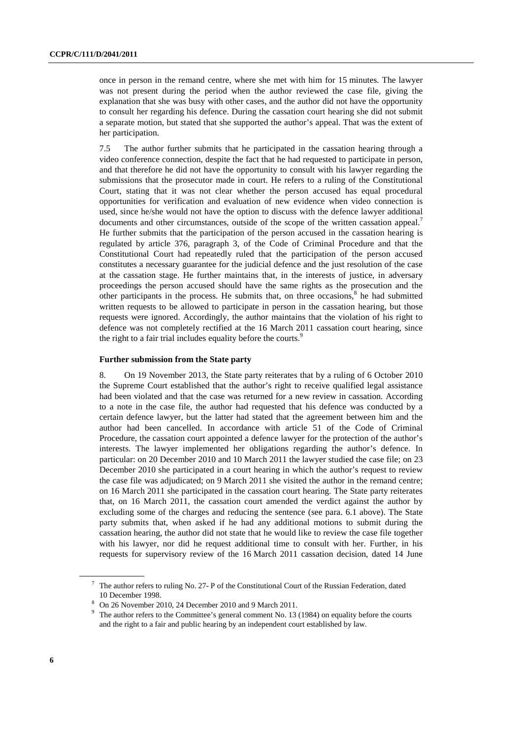once in person in the remand centre, where she met with him for 15 minutes. The lawyer was not present during the period when the author reviewed the case file, giving the explanation that she was busy with other cases, and the author did not have the opportunity to consult her regarding his defence. During the cassation court hearing she did not submit a separate motion, but stated that she supported the author's appeal. That was the extent of her participation.

7.5 The author further submits that he participated in the cassation hearing through a video conference connection, despite the fact that he had requested to participate in person, and that therefore he did not have the opportunity to consult with his lawyer regarding the submissions that the prosecutor made in court. He refers to a ruling of the Constitutional Court, stating that it was not clear whether the person accused has equal procedural opportunities for verification and evaluation of new evidence when video connection is used, since he/she would not have the option to discuss with the defence lawyer additional documents and other circumstances, outside of the scope of the written cassation appeal.[7] He further submits that the participation of the person accused in the cassation hearing is regulated by article 376, paragraph 3, of the Code of Criminal Procedure and that the Constitutional Court had repeatedly ruled that the participation of the person accused constitutes a necessary guarantee for the judicial defence and the just resolution of the case at the cassation stage. He further maintains that, in the interests of justice, in adversary proceedings the person accused should have the same rights as the prosecution and the other participants in the process. He submits that, on three occasions,[8] he had submitted written requests to be allowed to participate in person in the cassation hearing, but those requests were ignored. Accordingly, the author maintains that the violation of his right to defence was not completely rectified at the 16 March 2011 cassation court hearing, since the right to a fair trial includes equality before the courts.[9]

### Further submission from the State party

8. On 19 November 2013, the State party reiterates that by a ruling of 6 October 2010 the Supreme Court established that the author's right to receive qualified legal assistance had been violated and that the case was returned for a new review in cassation. According to a note in the case file, the author had requested that his defence was conducted by a certain defence lawyer, but the latter had stated that the agreement between him and the author had been cancelled. In accordance with article 51 of the Code of Criminal Procedure, the cassation court appointed a defence lawyer for the protection of the author's interests. The lawyer implemented her obligations regarding the author's defence. In particular: on 20 December 2010 and 10 March 2011 the lawyer studied the case file; on 23 December 2010 she participated in a court hearing in which the author's request to review the case file was adjudicated; on 9 March 2011 she visited the author in the remand centre; on 16 March 2011 she participated in the cassation court hearing. The State party reiterates that, on 16 March 2011, the cassation court amended the verdict against the author by excluding some of the charges and reducing the sentence (see para. 6.1 above). The State party submits that, when asked if he had any additional motions to submit during the cassation hearing, the author did not state that he would like to review the case file together with his lawyer, nor did he request additional time to consult with her. Further, in his requests for supervisory review of the 16 March 2011 cassation decision, dated 14 June

---

[7] The author refers to ruling No. 27- P of the Constitutional Court of the Russian Federation, dated 10 December 1998.

[8] On 26 November 2010, 24 December 2010 and 9 March 2011.

[9] The author refers to the Committee's general comment No. 13 (1984) on equality before the courts and the right to a fair and public hearing by an independent court established by law.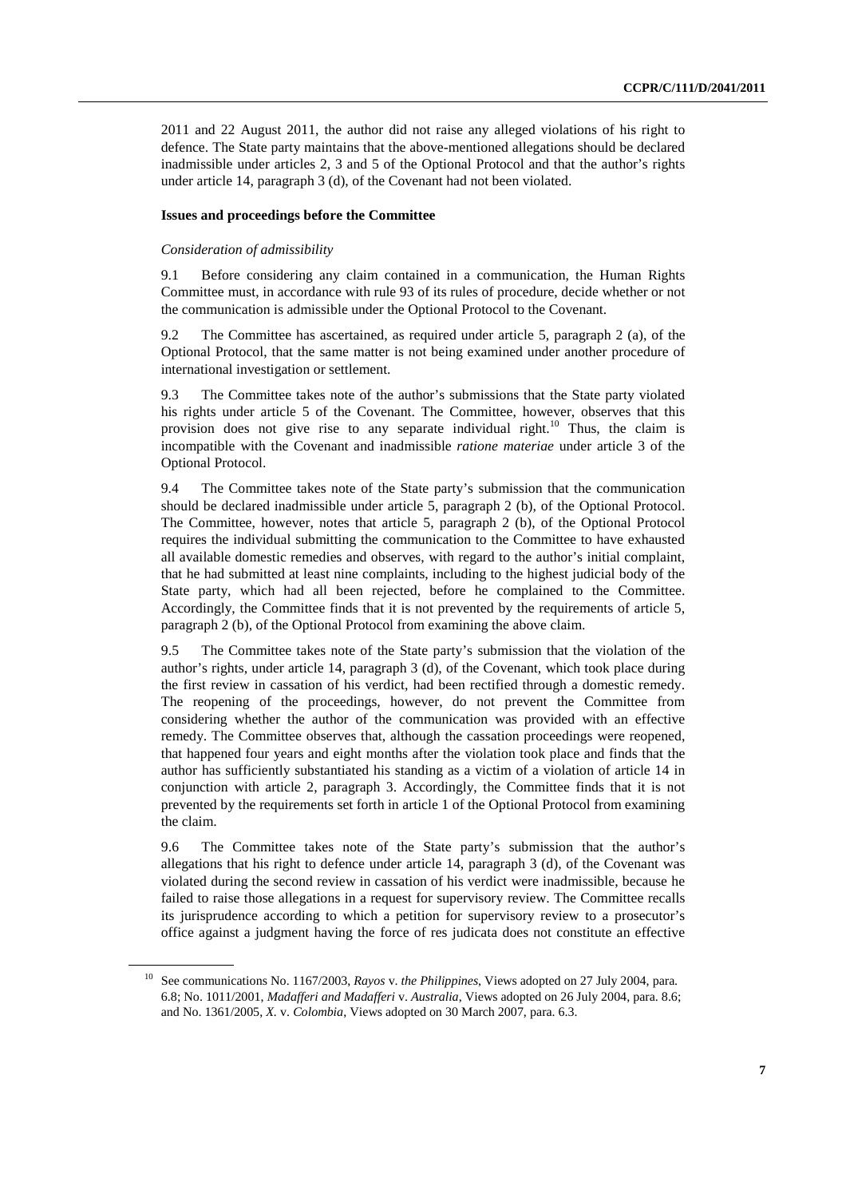2011 and 22 August 2011, the author did not raise any alleged violations of his right to defence. The State party maintains that the above-mentioned allegations should be declared inadmissible under articles 2, 3 and 5 of the Optional Protocol and that the author's rights under article 14, paragraph 3 (d), of the Covenant had not been violated.

### Issues and proceedings before the Committee

*Consideration of admissibility*

9.1 Before considering any claim contained in a communication, the Human Rights Committee must, in accordance with rule 93 of its rules of procedure, decide whether or not the communication is admissible under the Optional Protocol to the Covenant.

9.2 The Committee has ascertained, as required under article 5, paragraph 2 (a), of the Optional Protocol, that the same matter is not being examined under another procedure of international investigation or settlement.

9.3 The Committee takes note of the author's submissions that the State party violated his rights under article 5 of the Covenant. The Committee, however, observes that this provision does not give rise to any separate individual right.[10] Thus, the claim is incompatible with the Covenant and inadmissible *ratione materiae* under article 3 of the Optional Protocol.

9.4 The Committee takes note of the State party's submission that the communication should be declared inadmissible under article 5, paragraph 2 (b), of the Optional Protocol. The Committee, however, notes that article 5, paragraph 2 (b), of the Optional Protocol requires the individual submitting the communication to the Committee to have exhausted all available domestic remedies and observes, with regard to the author's initial complaint, that he had submitted at least nine complaints, including to the highest judicial body of the State party, which had all been rejected, before he complained to the Committee. Accordingly, the Committee finds that it is not prevented by the requirements of article 5, paragraph 2 (b), of the Optional Protocol from examining the above claim.

9.5 The Committee takes note of the State party's submission that the violation of the author's rights, under article 14, paragraph 3 (d), of the Covenant, which took place during the first review in cassation of his verdict, had been rectified through a domestic remedy. The reopening of the proceedings, however, do not prevent the Committee from considering whether the author of the communication was provided with an effective remedy. The Committee observes that, although the cassation proceedings were reopened, that happened four years and eight months after the violation took place and finds that the author has sufficiently substantiated his standing as a victim of a violation of article 14 in conjunction with article 2, paragraph 3. Accordingly, the Committee finds that it is not prevented by the requirements set forth in article 1 of the Optional Protocol from examining the claim.

9.6 The Committee takes note of the State party's submission that the author's allegations that his right to defence under article 14, paragraph 3 (d), of the Covenant was violated during the second review in cassation of his verdict were inadmissible, because he failed to raise those allegations in a request for supervisory review. The Committee recalls its jurisprudence according to which a petition for supervisory review to a prosecutor's office against a judgment having the force of res judicata does not constitute an effective

---

[10] See communications No. 1167/2003, *Rayos* v. *the Philippines*, Views adopted on 27 July 2004, para. 6.8; No. 1011/2001, *Madafferi and Madafferi* v. *Australia*, Views adopted on 26 July 2004, para. 8.6; and No. 1361/2005, *X.* v. *Colombia*, Views adopted on 30 March 2007, para. 6.3.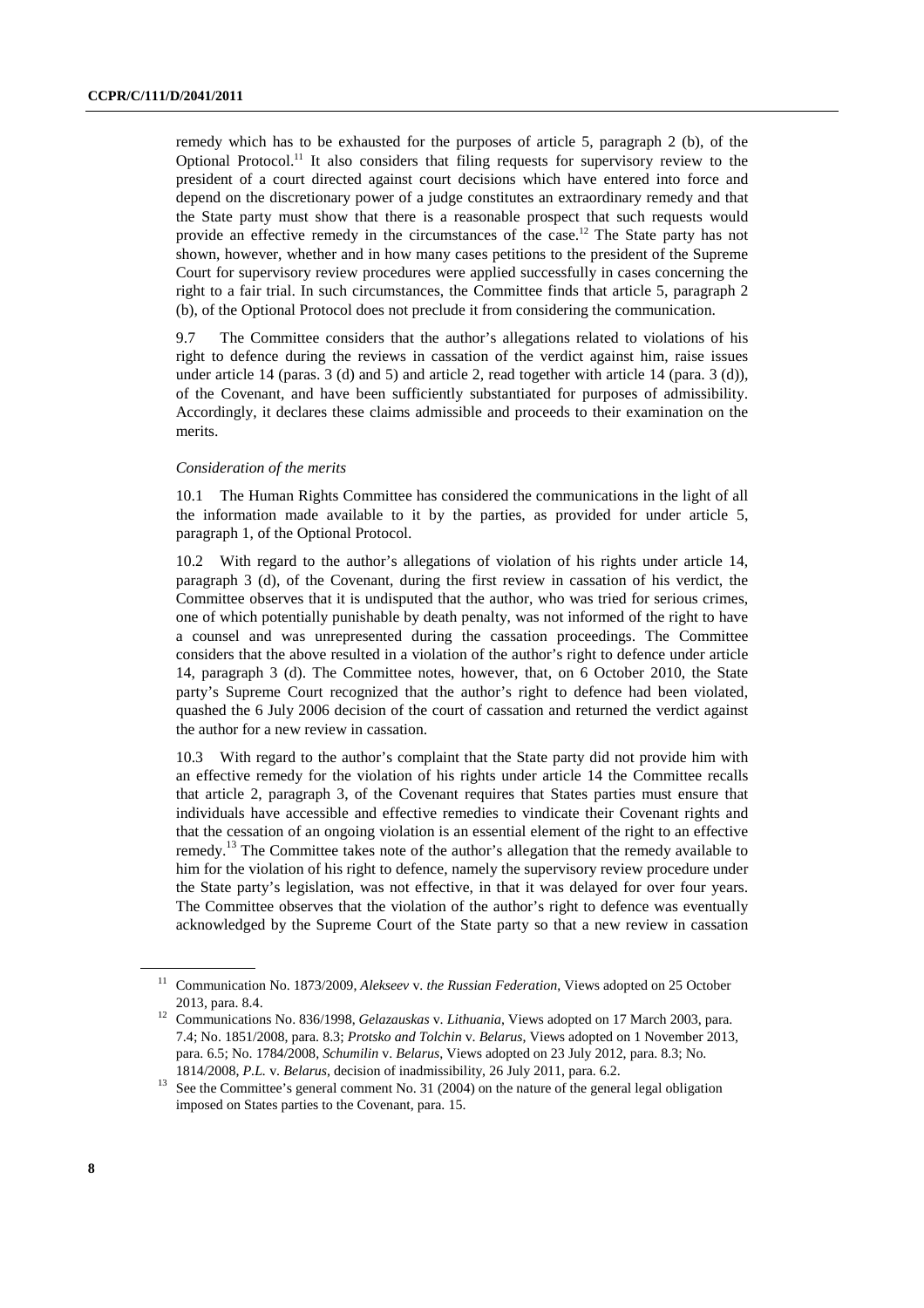remedy which has to be exhausted for the purposes of article 5, paragraph 2 (b), of the Optional Protocol.[11] It also considers that filing requests for supervisory review to the president of a court directed against court decisions which have entered into force and depend on the discretionary power of a judge constitutes an extraordinary remedy and that the State party must show that there is a reasonable prospect that such requests would provide an effective remedy in the circumstances of the case.[12] The State party has not shown, however, whether and in how many cases petitions to the president of the Supreme Court for supervisory review procedures were applied successfully in cases concerning the right to a fair trial. In such circumstances, the Committee finds that article 5, paragraph 2 (b), of the Optional Protocol does not preclude it from considering the communication.

9.7 The Committee considers that the author's allegations related to violations of his right to defence during the reviews in cassation of the verdict against him, raise issues under article 14 (paras. 3 (d) and 5) and article 2, read together with article 14 (para. 3 (d)), of the Covenant, and have been sufficiently substantiated for purposes of admissibility. Accordingly, it declares these claims admissible and proceeds to their examination on the merits.

*Consideration of the merits*

10.1 The Human Rights Committee has considered the communications in the light of all the information made available to it by the parties, as provided for under article 5, paragraph 1, of the Optional Protocol.

10.2 With regard to the author's allegations of violation of his rights under article 14, paragraph 3 (d), of the Covenant, during the first review in cassation of his verdict, the Committee observes that it is undisputed that the author, who was tried for serious crimes, one of which potentially punishable by death penalty, was not informed of the right to have a counsel and was unrepresented during the cassation proceedings. The Committee considers that the above resulted in a violation of the author's right to defence under article 14, paragraph 3 (d). The Committee notes, however, that, on 6 October 2010, the State party's Supreme Court recognized that the author's right to defence had been violated, quashed the 6 July 2006 decision of the court of cassation and returned the verdict against the author for a new review in cassation.

10.3 With regard to the author's complaint that the State party did not provide him with an effective remedy for the violation of his rights under article 14 the Committee recalls that article 2, paragraph 3, of the Covenant requires that States parties must ensure that individuals have accessible and effective remedies to vindicate their Covenant rights and that the cessation of an ongoing violation is an essential element of the right to an effective remedy.[13] The Committee takes note of the author's allegation that the remedy available to him for the violation of his right to defence, namely the supervisory review procedure under the State party's legislation, was not effective, in that it was delayed for over four years. The Committee observes that the violation of the author's right to defence was eventually acknowledged by the Supreme Court of the State party so that a new review in cassation

---

[11] Communication No. 1873/2009, *Alekseev* v. *the Russian Federation*, Views adopted on 25 October 2013, para. 8.4.

[12] Communications No. 836/1998, *Gelazauskas* v. *Lithuania*, Views adopted on 17 March 2003, para. 7.4; No. 1851/2008, para. 8.3; *Protsko and Tolchin* v. *Belarus*, Views adopted on 1 November 2013, para. 6.5; No. 1784/2008, *Schumilin* v. *Belarus*, Views adopted on 23 July 2012, para. 8.3; No. 1814/2008, *P.L.* v. *Belarus*, decision of inadmissibility, 26 July 2011, para. 6.2.

[13] See the Committee's general comment No. 31 (2004) on the nature of the general legal obligation imposed on States parties to the Covenant, para. 15.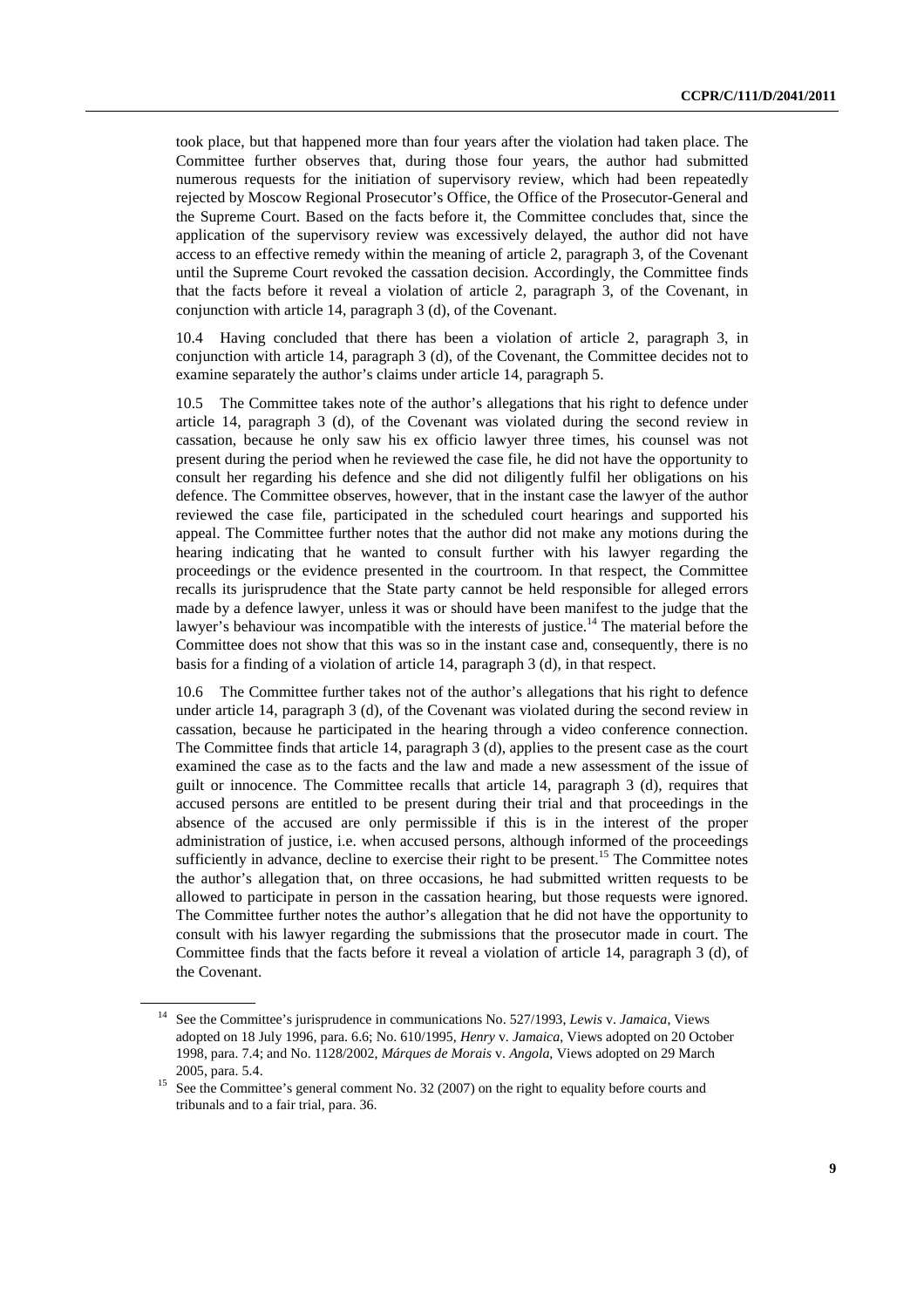took place, but that happened more than four years after the violation had taken place. The Committee further observes that, during those four years, the author had submitted numerous requests for the initiation of supervisory review, which had been repeatedly rejected by Moscow Regional Prosecutor's Office, the Office of the Prosecutor-General and the Supreme Court. Based on the facts before it, the Committee concludes that, since the application of the supervisory review was excessively delayed, the author did not have access to an effective remedy within the meaning of article 2, paragraph 3, of the Covenant until the Supreme Court revoked the cassation decision. Accordingly, the Committee finds that the facts before it reveal a violation of article 2, paragraph 3, of the Covenant, in conjunction with article 14, paragraph 3 (d), of the Covenant.

10.4 Having concluded that there has been a violation of article 2, paragraph 3, in conjunction with article 14, paragraph 3 (d), of the Covenant, the Committee decides not to examine separately the author's claims under article 14, paragraph 5.

10.5 The Committee takes note of the author's allegations that his right to defence under article 14, paragraph 3 (d), of the Covenant was violated during the second review in cassation, because he only saw his ex officio lawyer three times, his counsel was not present during the period when he reviewed the case file, he did not have the opportunity to consult her regarding his defence and she did not diligently fulfil her obligations on his defence. The Committee observes, however, that in the instant case the lawyer of the author reviewed the case file, participated in the scheduled court hearings and supported his appeal. The Committee further notes that the author did not make any motions during the hearing indicating that he wanted to consult further with his lawyer regarding the proceedings or the evidence presented in the courtroom. In that respect, the Committee recalls its jurisprudence that the State party cannot be held responsible for alleged errors made by a defence lawyer, unless it was or should have been manifest to the judge that the lawyer's behaviour was incompatible with the interests of justice.[14] The material before the Committee does not show that this was so in the instant case and, consequently, there is no basis for a finding of a violation of article 14, paragraph 3 (d), in that respect.

10.6 The Committee further takes not of the author's allegations that his right to defence under article 14, paragraph 3 (d), of the Covenant was violated during the second review in cassation, because he participated in the hearing through a video conference connection. The Committee finds that article 14, paragraph 3 (d), applies to the present case as the court examined the case as to the facts and the law and made a new assessment of the issue of guilt or innocence. The Committee recalls that article 14, paragraph 3 (d), requires that accused persons are entitled to be present during their trial and that proceedings in the absence of the accused are only permissible if this is in the interest of the proper administration of justice, i.e. when accused persons, although informed of the proceedings sufficiently in advance, decline to exercise their right to be present.[15] The Committee notes the author's allegation that, on three occasions, he had submitted written requests to be allowed to participate in person in the cassation hearing, but those requests were ignored. The Committee further notes the author's allegation that he did not have the opportunity to consult with his lawyer regarding the submissions that the prosecutor made in court. The Committee finds that the facts before it reveal a violation of article 14, paragraph 3 (d), of the Covenant.

---

[14] See the Committee's jurisprudence in communications No. 527/1993, *Lewis* v. *Jamaica*, Views adopted on 18 July 1996, para. 6.6; No. 610/1995, *Henry* v. *Jamaica*, Views adopted on 20 October 1998, para. 7.4; and No. 1128/2002, *Márques de Morais* v. *Angola*, Views adopted on 29 March 2005, para. 5.4.

[15] See the Committee's general comment No. 32 (2007) on the right to equality before courts and tribunals and to a fair trial, para. 36.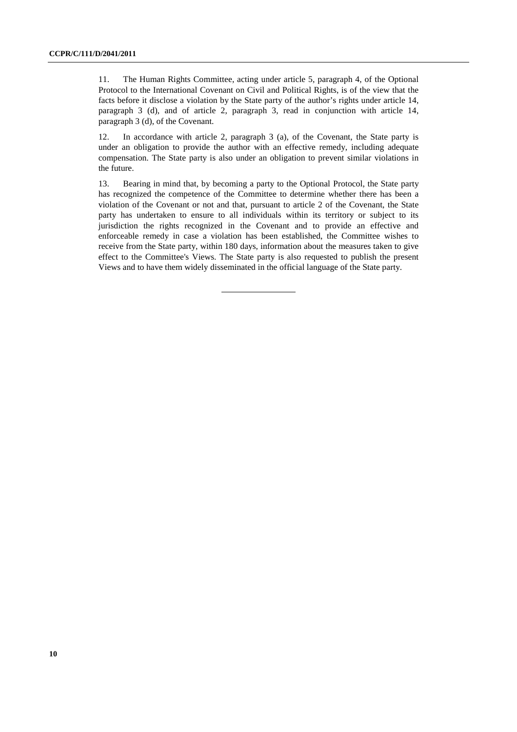11. The Human Rights Committee, acting under article 5, paragraph 4, of the Optional Protocol to the International Covenant on Civil and Political Rights, is of the view that the facts before it disclose a violation by the State party of the author's rights under article 14, paragraph 3 (d), and of article 2, paragraph 3, read in conjunction with article 14, paragraph 3 (d), of the Covenant.

12. In accordance with article 2, paragraph 3 (a), of the Covenant, the State party is under an obligation to provide the author with an effective remedy, including adequate compensation. The State party is also under an obligation to prevent similar violations in the future.

13. Bearing in mind that, by becoming a party to the Optional Protocol, the State party has recognized the competence of the Committee to determine whether there has been a violation of the Covenant or not and that, pursuant to article 2 of the Covenant, the State party has undertaken to ensure to all individuals within its territory or subject to its jurisdiction the rights recognized in the Covenant and to provide an effective and enforceable remedy in case a violation has been established, the Committee wishes to receive from the State party, within 180 days, information about the measures taken to give effect to the Committee's Views. The State party is also requested to publish the present Views and to have them widely disseminated in the official language of the State party.